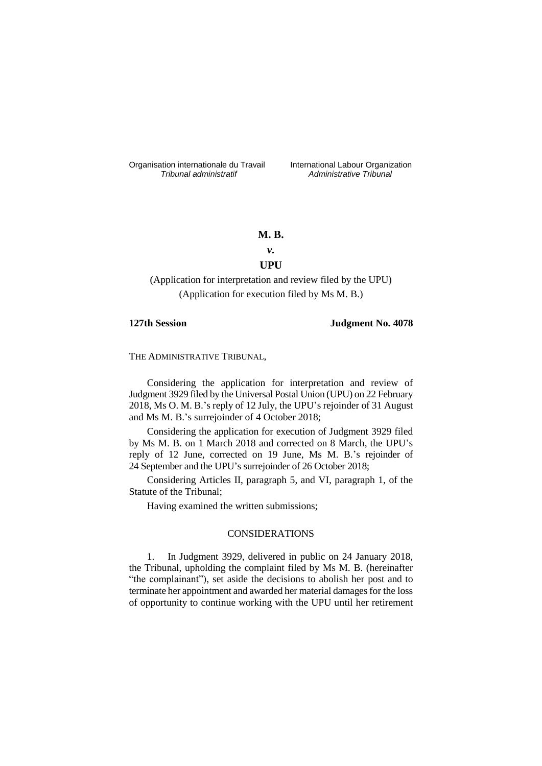Organisation internationale du Travail *Tribunal administratif*

International Labour Organization *Administrative Tribunal*

**M. B.**

***v.***

**UPU**

(Application for interpretation and review filed by the UPU)
(Application for execution filed by Ms M. B.)

**127th Session** **Judgment No. 4078**

THE ADMINISTRATIVE TRIBUNAL,

Considering the application for interpretation and review of Judgment 3929 filed by the Universal Postal Union (UPU) on 22 February 2018, Ms O. M. B.'s reply of 12 July, the UPU's rejoinder of 31 August and Ms M. B.'s surrejoinder of 4 October 2018;

Considering the application for execution of Judgment 3929 filed by Ms M. B. on 1 March 2018 and corrected on 8 March, the UPU's reply of 12 June, corrected on 19 June, Ms M. B.'s rejoinder of 24 September and the UPU's surrejoinder of 26 October 2018;

Considering Articles II, paragraph 5, and VI, paragraph 1, of the Statute of the Tribunal;

Having examined the written submissions;

## CONSIDERATIONS

1. In Judgment 3929, delivered in public on 24 January 2018, the Tribunal, upholding the complaint filed by Ms M. B. (hereinafter "the complainant"), set aside the decisions to abolish her post and to terminate her appointment and awarded her material damages for the loss of opportunity to continue working with the UPU until her retirement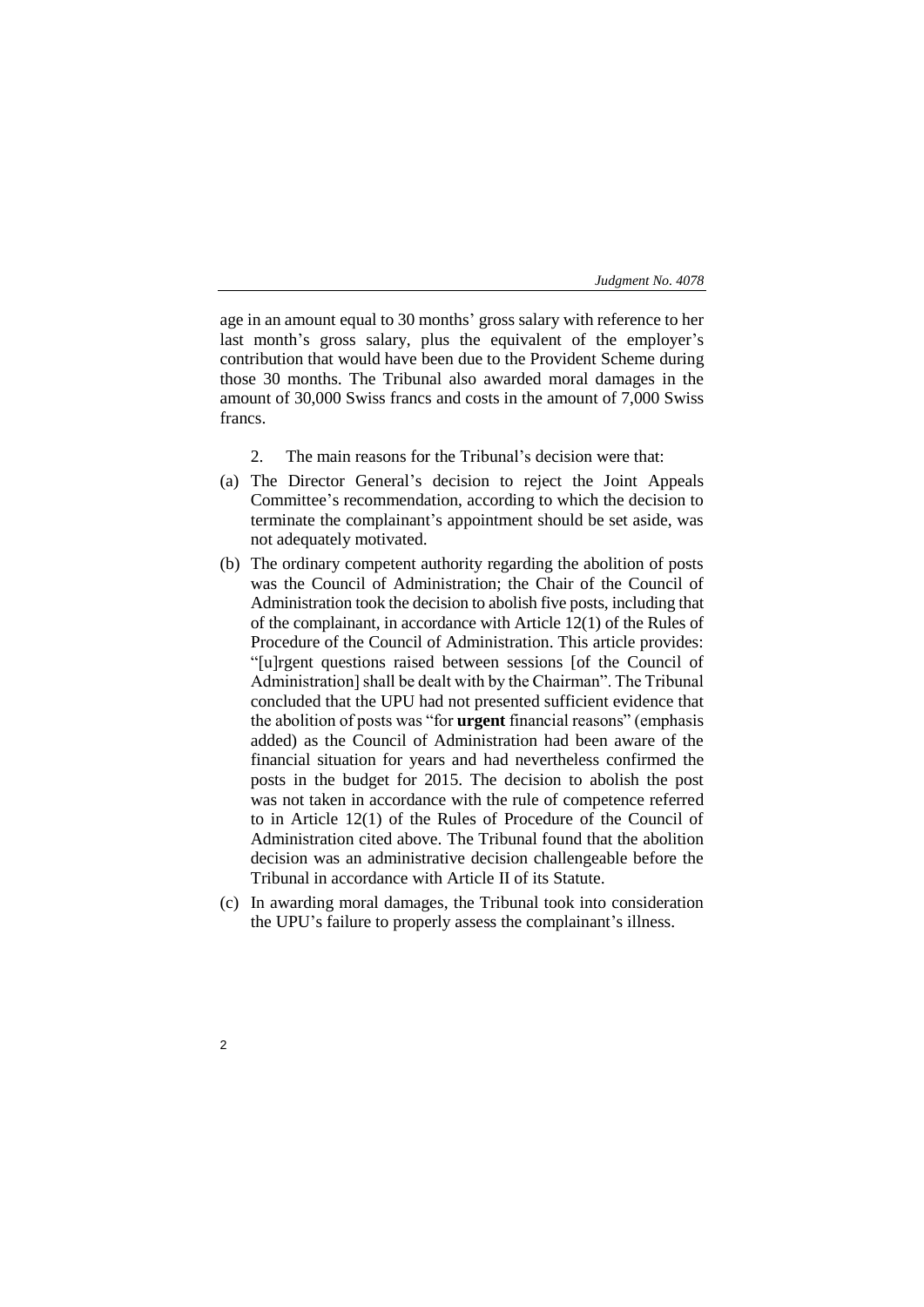age in an amount equal to 30 months' gross salary with reference to her last month's gross salary, plus the equivalent of the employer's contribution that would have been due to the Provident Scheme during those 30 months. The Tribunal also awarded moral damages in the amount of 30,000 Swiss francs and costs in the amount of 7,000 Swiss francs.

2. The main reasons for the Tribunal's decision were that:

(a) The Director General's decision to reject the Joint Appeals Committee's recommendation, according to which the decision to terminate the complainant's appointment should be set aside, was not adequately motivated.

(b) The ordinary competent authority regarding the abolition of posts was the Council of Administration; the Chair of the Council of Administration took the decision to abolish five posts, including that of the complainant, in accordance with Article 12(1) of the Rules of Procedure of the Council of Administration. This article provides: "[u]rgent questions raised between sessions [of the Council of Administration] shall be dealt with by the Chairman". The Tribunal concluded that the UPU had not presented sufficient evidence that the abolition of posts was "for **urgent** financial reasons" (emphasis added) as the Council of Administration had been aware of the financial situation for years and had nevertheless confirmed the posts in the budget for 2015. The decision to abolish the post was not taken in accordance with the rule of competence referred to in Article 12(1) of the Rules of Procedure of the Council of Administration cited above. The Tribunal found that the abolition decision was an administrative decision challengeable before the Tribunal in accordance with Article II of its Statute.

(c) In awarding moral damages, the Tribunal took into consideration the UPU's failure to properly assess the complainant's illness.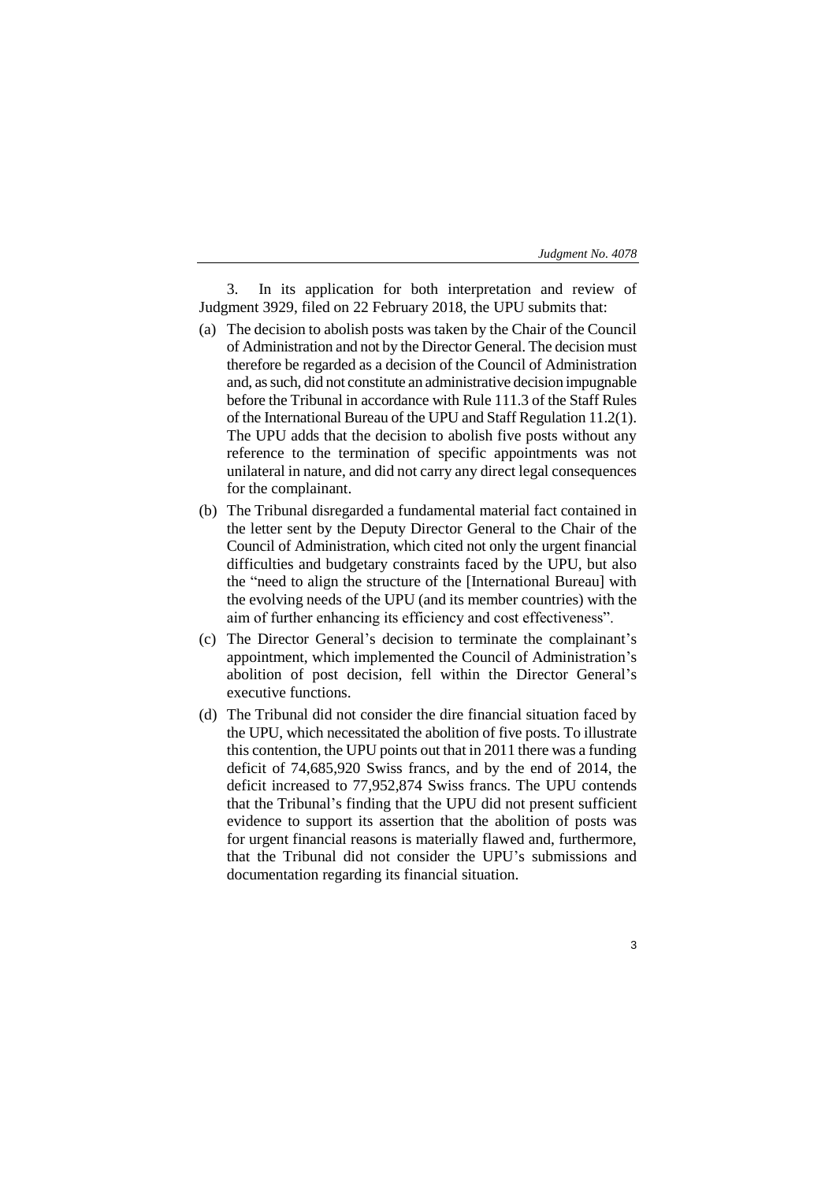3. In its application for both interpretation and review of Judgment 3929, filed on 22 February 2018, the UPU submits that:

(a) The decision to abolish posts was taken by the Chair of the Council of Administration and not by the Director General. The decision must therefore be regarded as a decision of the Council of Administration and, as such, did not constitute an administrative decision impugnable before the Tribunal in accordance with Rule 111.3 of the Staff Rules of the International Bureau of the UPU and Staff Regulation 11.2(1). The UPU adds that the decision to abolish five posts without any reference to the termination of specific appointments was not unilateral in nature, and did not carry any direct legal consequences for the complainant.

(b) The Tribunal disregarded a fundamental material fact contained in the letter sent by the Deputy Director General to the Chair of the Council of Administration, which cited not only the urgent financial difficulties and budgetary constraints faced by the UPU, but also the "need to align the structure of the [International Bureau] with the evolving needs of the UPU (and its member countries) with the aim of further enhancing its efficiency and cost effectiveness".

(c) The Director General's decision to terminate the complainant's appointment, which implemented the Council of Administration's abolition of post decision, fell within the Director General's executive functions.

(d) The Tribunal did not consider the dire financial situation faced by the UPU, which necessitated the abolition of five posts. To illustrate this contention, the UPU points out that in 2011 there was a funding deficit of 74,685,920 Swiss francs, and by the end of 2014, the deficit increased to 77,952,874 Swiss francs. The UPU contends that the Tribunal's finding that the UPU did not present sufficient evidence to support its assertion that the abolition of posts was for urgent financial reasons is materially flawed and, furthermore, that the Tribunal did not consider the UPU's submissions and documentation regarding its financial situation.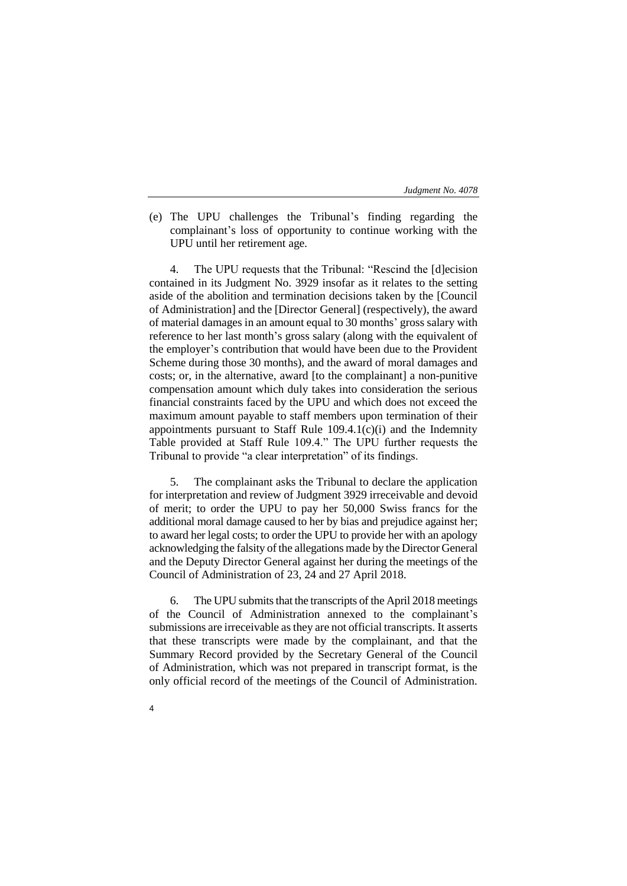(e) The UPU challenges the Tribunal's finding regarding the complainant's loss of opportunity to continue working with the UPU until her retirement age.

4. The UPU requests that the Tribunal: "Rescind the [d]ecision contained in its Judgment No. 3929 insofar as it relates to the setting aside of the abolition and termination decisions taken by the [Council of Administration] and the [Director General] (respectively), the award of material damages in an amount equal to 30 months' gross salary with reference to her last month's gross salary (along with the equivalent of the employer's contribution that would have been due to the Provident Scheme during those 30 months), and the award of moral damages and costs; or, in the alternative, award [to the complainant] a non-punitive compensation amount which duly takes into consideration the serious financial constraints faced by the UPU and which does not exceed the maximum amount payable to staff members upon termination of their appointments pursuant to Staff Rule 109.4.1(c)(i) and the Indemnity Table provided at Staff Rule 109.4." The UPU further requests the Tribunal to provide "a clear interpretation" of its findings.

5. The complainant asks the Tribunal to declare the application for interpretation and review of Judgment 3929 irreceivable and devoid of merit; to order the UPU to pay her 50,000 Swiss francs for the additional moral damage caused to her by bias and prejudice against her; to award her legal costs; to order the UPU to provide her with an apology acknowledging the falsity of the allegations made by the Director General and the Deputy Director General against her during the meetings of the Council of Administration of 23, 24 and 27 April 2018.

6. The UPU submits that the transcripts of the April 2018 meetings of the Council of Administration annexed to the complainant's submissions are irreceivable as they are not official transcripts. It asserts that these transcripts were made by the complainant, and that the Summary Record provided by the Secretary General of the Council of Administration, which was not prepared in transcript format, is the only official record of the meetings of the Council of Administration.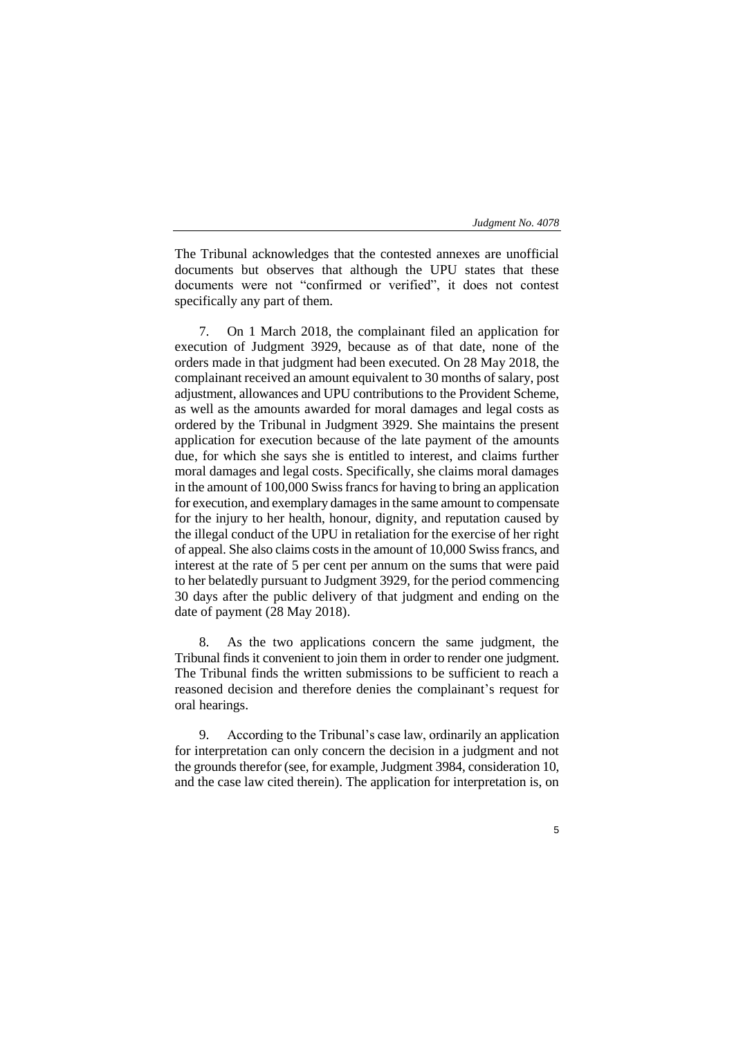The Tribunal acknowledges that the contested annexes are unofficial documents but observes that although the UPU states that these documents were not "confirmed or verified", it does not contest specifically any part of them.

7. On 1 March 2018, the complainant filed an application for execution of Judgment 3929, because as of that date, none of the orders made in that judgment had been executed. On 28 May 2018, the complainant received an amount equivalent to 30 months of salary, post adjustment, allowances and UPU contributions to the Provident Scheme, as well as the amounts awarded for moral damages and legal costs as ordered by the Tribunal in Judgment 3929. She maintains the present application for execution because of the late payment of the amounts due, for which she says she is entitled to interest, and claims further moral damages and legal costs. Specifically, she claims moral damages in the amount of 100,000 Swiss francs for having to bring an application for execution, and exemplary damages in the same amount to compensate for the injury to her health, honour, dignity, and reputation caused by the illegal conduct of the UPU in retaliation for the exercise of her right of appeal. She also claims costs in the amount of 10,000 Swiss francs, and interest at the rate of 5 per cent per annum on the sums that were paid to her belatedly pursuant to Judgment 3929, for the period commencing 30 days after the public delivery of that judgment and ending on the date of payment (28 May 2018).

8. As the two applications concern the same judgment, the Tribunal finds it convenient to join them in order to render one judgment. The Tribunal finds the written submissions to be sufficient to reach a reasoned decision and therefore denies the complainant's request for oral hearings.

9. According to the Tribunal's case law, ordinarily an application for interpretation can only concern the decision in a judgment and not the grounds therefor (see, for example, Judgment 3984, consideration 10, and the case law cited therein). The application for interpretation is, on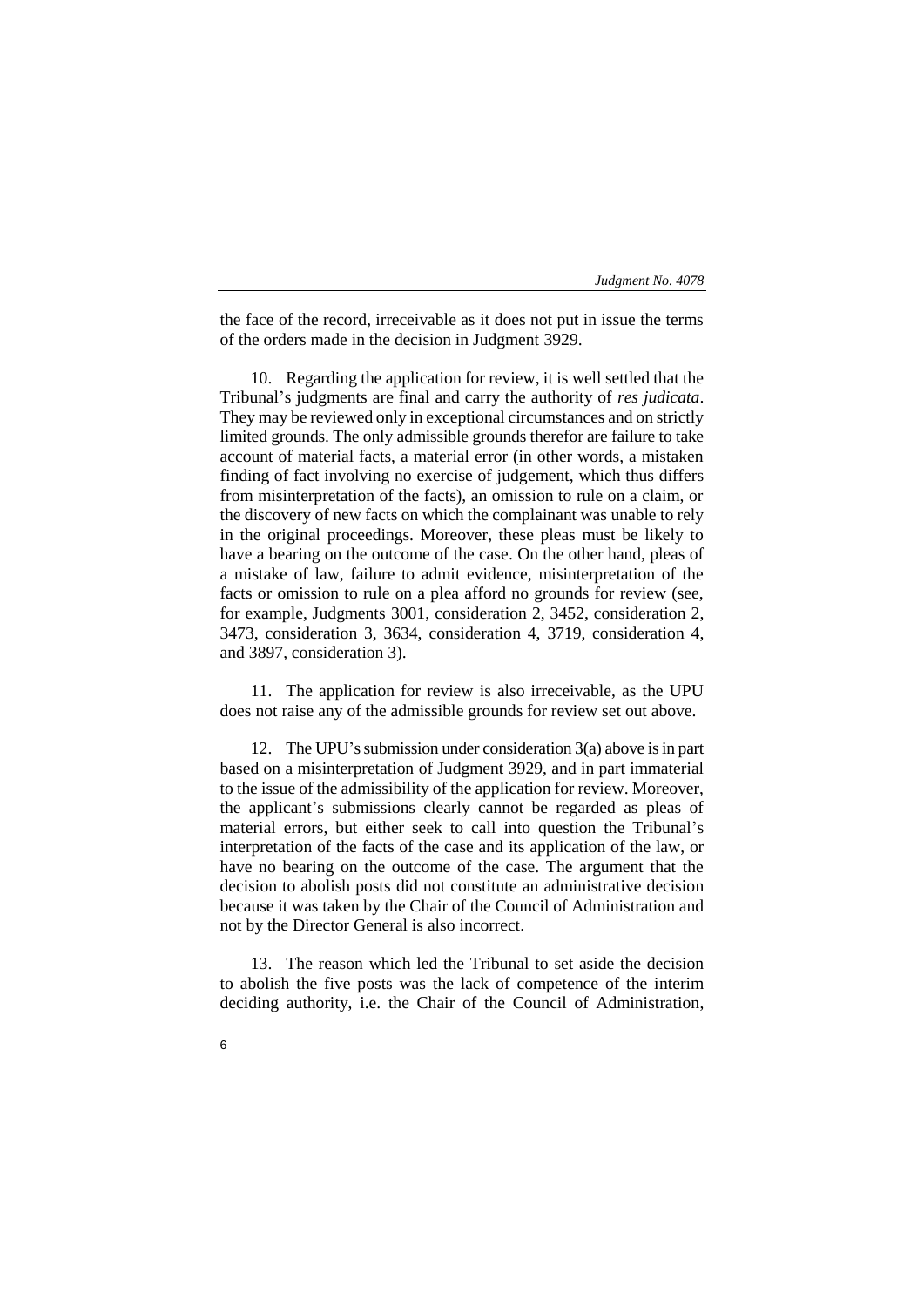the face of the record, irreceivable as it does not put in issue the terms of the orders made in the decision in Judgment 3929.

10. Regarding the application for review, it is well settled that the Tribunal's judgments are final and carry the authority of *res judicata*. They may be reviewed only in exceptional circumstances and on strictly limited grounds. The only admissible grounds therefor are failure to take account of material facts, a material error (in other words, a mistaken finding of fact involving no exercise of judgement, which thus differs from misinterpretation of the facts), an omission to rule on a claim, or the discovery of new facts on which the complainant was unable to rely in the original proceedings. Moreover, these pleas must be likely to have a bearing on the outcome of the case. On the other hand, pleas of a mistake of law, failure to admit evidence, misinterpretation of the facts or omission to rule on a plea afford no grounds for review (see, for example, Judgments 3001, consideration 2, 3452, consideration 2, 3473, consideration 3, 3634, consideration 4, 3719, consideration 4, and 3897, consideration 3).

11. The application for review is also irreceivable, as the UPU does not raise any of the admissible grounds for review set out above.

12. The UPU's submission under consideration 3(a) above is in part based on a misinterpretation of Judgment 3929, and in part immaterial to the issue of the admissibility of the application for review. Moreover, the applicant's submissions clearly cannot be regarded as pleas of material errors, but either seek to call into question the Tribunal's interpretation of the facts of the case and its application of the law, or have no bearing on the outcome of the case. The argument that the decision to abolish posts did not constitute an administrative decision because it was taken by the Chair of the Council of Administration and not by the Director General is also incorrect.

13. The reason which led the Tribunal to set aside the decision to abolish the five posts was the lack of competence of the interim deciding authority, i.e. the Chair of the Council of Administration,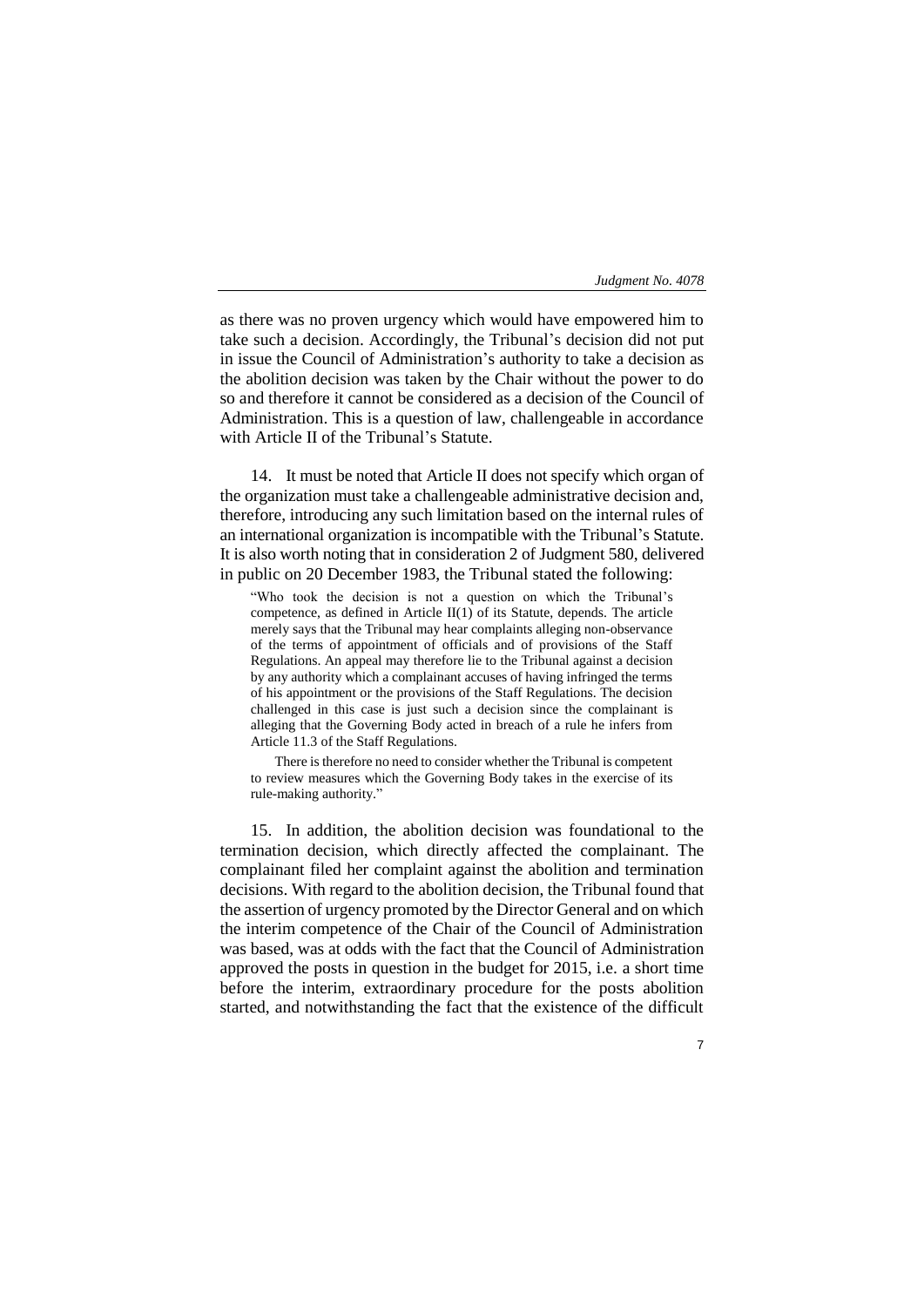as there was no proven urgency which would have empowered him to take such a decision. Accordingly, the Tribunal's decision did not put in issue the Council of Administration's authority to take a decision as the abolition decision was taken by the Chair without the power to do so and therefore it cannot be considered as a decision of the Council of Administration. This is a question of law, challengeable in accordance with Article II of the Tribunal's Statute.

14. It must be noted that Article II does not specify which organ of the organization must take a challengeable administrative decision and, therefore, introducing any such limitation based on the internal rules of an international organization is incompatible with the Tribunal's Statute. It is also worth noting that in consideration 2 of Judgment 580, delivered in public on 20 December 1983, the Tribunal stated the following:

> "Who took the decision is not a question on which the Tribunal's competence, as defined in Article II(1) of its Statute, depends. The article merely says that the Tribunal may hear complaints alleging non-observance of the terms of appointment of officials and of provisions of the Staff Regulations. An appeal may therefore lie to the Tribunal against a decision by any authority which a complainant accuses of having infringed the terms of his appointment or the provisions of the Staff Regulations. The decision challenged in this case is just such a decision since the complainant is alleging that the Governing Body acted in breach of a rule he infers from Article 11.3 of the Staff Regulations.
>
> There is therefore no need to consider whether the Tribunal is competent to review measures which the Governing Body takes in the exercise of its rule-making authority."

15. In addition, the abolition decision was foundational to the termination decision, which directly affected the complainant. The complainant filed her complaint against the abolition and termination decisions. With regard to the abolition decision, the Tribunal found that the assertion of urgency promoted by the Director General and on which the interim competence of the Chair of the Council of Administration was based, was at odds with the fact that the Council of Administration approved the posts in question in the budget for 2015, i.e. a short time before the interim, extraordinary procedure for the posts abolition started, and notwithstanding the fact that the existence of the difficult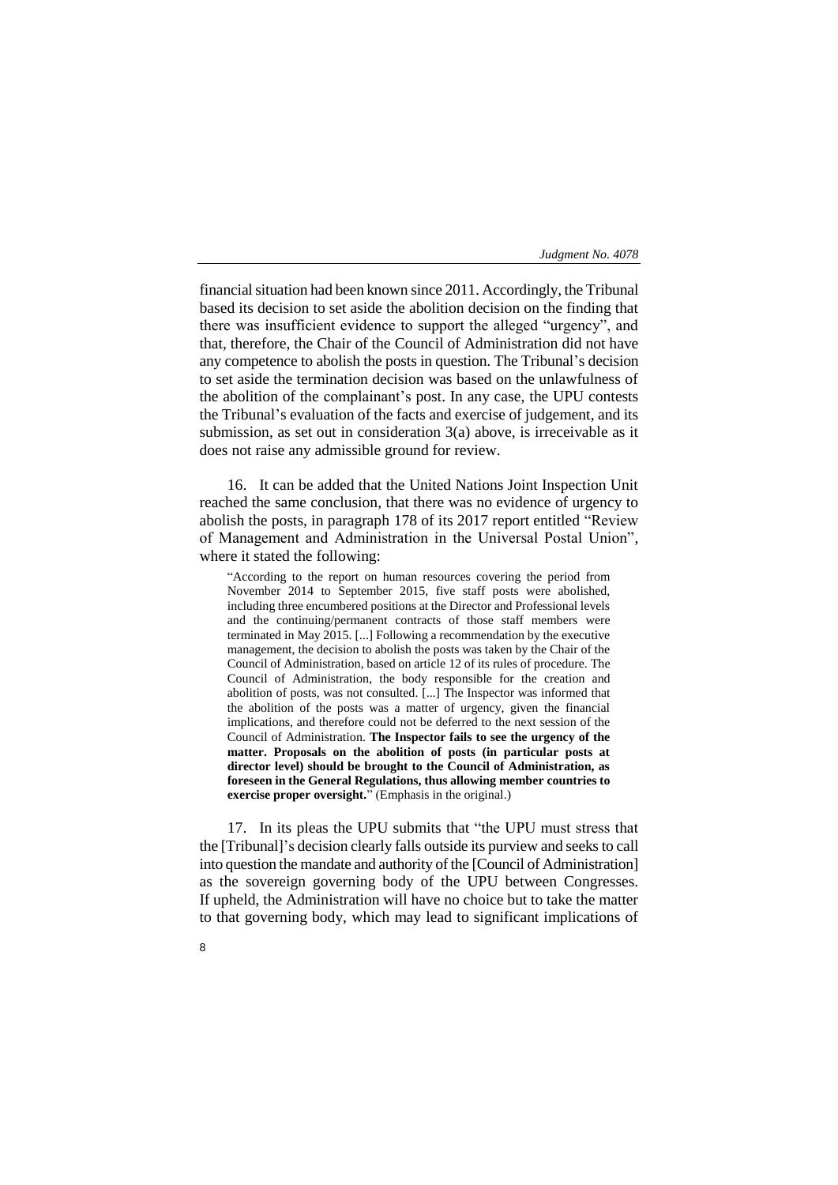financial situation had been known since 2011. Accordingly, the Tribunal based its decision to set aside the abolition decision on the finding that there was insufficient evidence to support the alleged "urgency", and that, therefore, the Chair of the Council of Administration did not have any competence to abolish the posts in question. The Tribunal's decision to set aside the termination decision was based on the unlawfulness of the abolition of the complainant's post. In any case, the UPU contests the Tribunal's evaluation of the facts and exercise of judgement, and its submission, as set out in consideration 3(a) above, is irreceivable as it does not raise any admissible ground for review.

16. It can be added that the United Nations Joint Inspection Unit reached the same conclusion, that there was no evidence of urgency to abolish the posts, in paragraph 178 of its 2017 report entitled "Review of Management and Administration in the Universal Postal Union", where it stated the following:

> "According to the report on human resources covering the period from November 2014 to September 2015, five staff posts were abolished, including three encumbered positions at the Director and Professional levels and the continuing/permanent contracts of those staff members were terminated in May 2015. [...] Following a recommendation by the executive management, the decision to abolish the posts was taken by the Chair of the Council of Administration, based on article 12 of its rules of procedure. The Council of Administration, the body responsible for the creation and abolition of posts, was not consulted. [...] The Inspector was informed that the abolition of the posts was a matter of urgency, given the financial implications, and therefore could not be deferred to the next session of the Council of Administration. **The Inspector fails to see the urgency of the matter. Proposals on the abolition of posts (in particular posts at director level) should be brought to the Council of Administration, as foreseen in the General Regulations, thus allowing member countries to exercise proper oversight.**" (Emphasis in the original.)

17. In its pleas the UPU submits that "the UPU must stress that the [Tribunal]'s decision clearly falls outside its purview and seeks to call into question the mandate and authority of the [Council of Administration] as the sovereign governing body of the UPU between Congresses. If upheld, the Administration will have no choice but to take the matter to that governing body, which may lead to significant implications of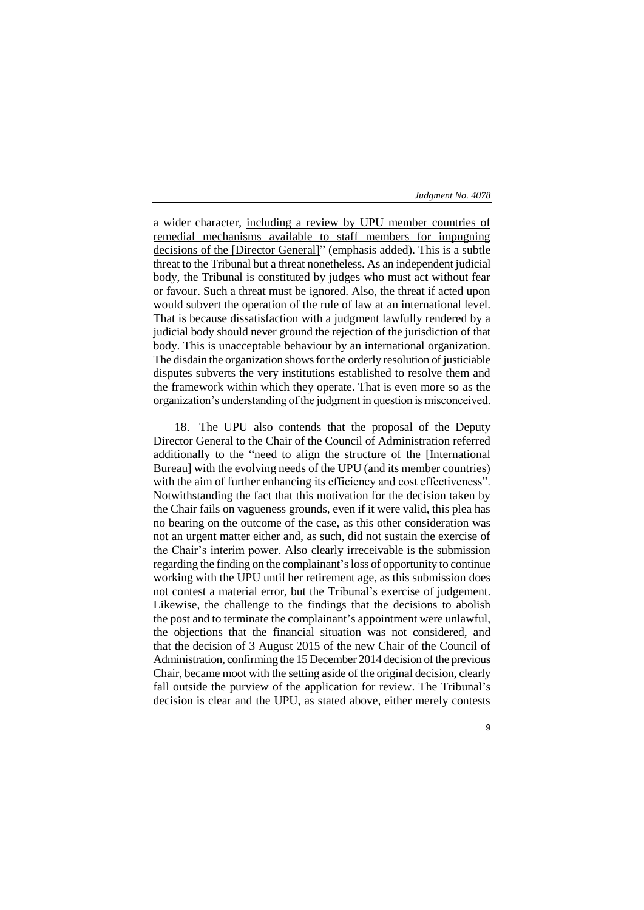a wider character, <u>including a review by UPU member countries of remedial mechanisms available to staff members for impugning decisions of the [Director General]</u>" (emphasis added). This is a subtle threat to the Tribunal but a threat nonetheless. As an independent judicial body, the Tribunal is constituted by judges who must act without fear or favour. Such a threat must be ignored. Also, the threat if acted upon would subvert the operation of the rule of law at an international level. That is because dissatisfaction with a judgment lawfully rendered by a judicial body should never ground the rejection of the jurisdiction of that body. This is unacceptable behaviour by an international organization. The disdain the organization shows for the orderly resolution of justiciable disputes subverts the very institutions established to resolve them and the framework within which they operate. That is even more so as the organization's understanding of the judgment in question is misconceived.

18. The UPU also contends that the proposal of the Deputy Director General to the Chair of the Council of Administration referred additionally to the "need to align the structure of the [International Bureau] with the evolving needs of the UPU (and its member countries) with the aim of further enhancing its efficiency and cost effectiveness". Notwithstanding the fact that this motivation for the decision taken by the Chair fails on vagueness grounds, even if it were valid, this plea has no bearing on the outcome of the case, as this other consideration was not an urgent matter either and, as such, did not sustain the exercise of the Chair's interim power. Also clearly irreceivable is the submission regarding the finding on the complainant's loss of opportunity to continue working with the UPU until her retirement age, as this submission does not contest a material error, but the Tribunal's exercise of judgement. Likewise, the challenge to the findings that the decisions to abolish the post and to terminate the complainant's appointment were unlawful, the objections that the financial situation was not considered, and that the decision of 3 August 2015 of the new Chair of the Council of Administration, confirming the 15 December 2014 decision of the previous Chair, became moot with the setting aside of the original decision, clearly fall outside the purview of the application for review. The Tribunal's decision is clear and the UPU, as stated above, either merely contests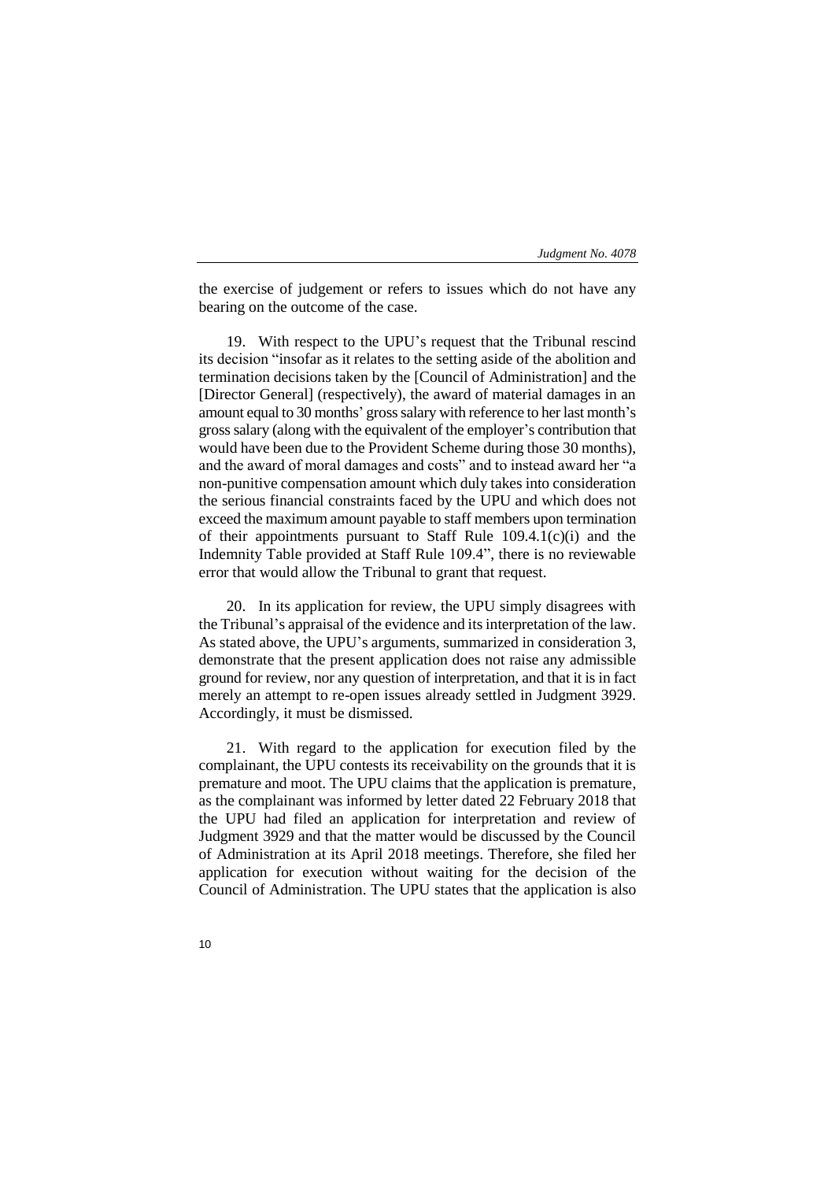the exercise of judgement or refers to issues which do not have any bearing on the outcome of the case.

19. With respect to the UPU's request that the Tribunal rescind its decision "insofar as it relates to the setting aside of the abolition and termination decisions taken by the [Council of Administration] and the [Director General] (respectively), the award of material damages in an amount equal to 30 months' gross salary with reference to her last month's gross salary (along with the equivalent of the employer's contribution that would have been due to the Provident Scheme during those 30 months), and the award of moral damages and costs" and to instead award her "a non-punitive compensation amount which duly takes into consideration the serious financial constraints faced by the UPU and which does not exceed the maximum amount payable to staff members upon termination of their appointments pursuant to Staff Rule 109.4.1(c)(i) and the Indemnity Table provided at Staff Rule 109.4", there is no reviewable error that would allow the Tribunal to grant that request.

20. In its application for review, the UPU simply disagrees with the Tribunal's appraisal of the evidence and its interpretation of the law. As stated above, the UPU's arguments, summarized in consideration 3, demonstrate that the present application does not raise any admissible ground for review, nor any question of interpretation, and that it is in fact merely an attempt to re-open issues already settled in Judgment 3929. Accordingly, it must be dismissed.

21. With regard to the application for execution filed by the complainant, the UPU contests its receivability on the grounds that it is premature and moot. The UPU claims that the application is premature, as the complainant was informed by letter dated 22 February 2018 that the UPU had filed an application for interpretation and review of Judgment 3929 and that the matter would be discussed by the Council of Administration at its April 2018 meetings. Therefore, she filed her application for execution without waiting for the decision of the Council of Administration. The UPU states that the application is also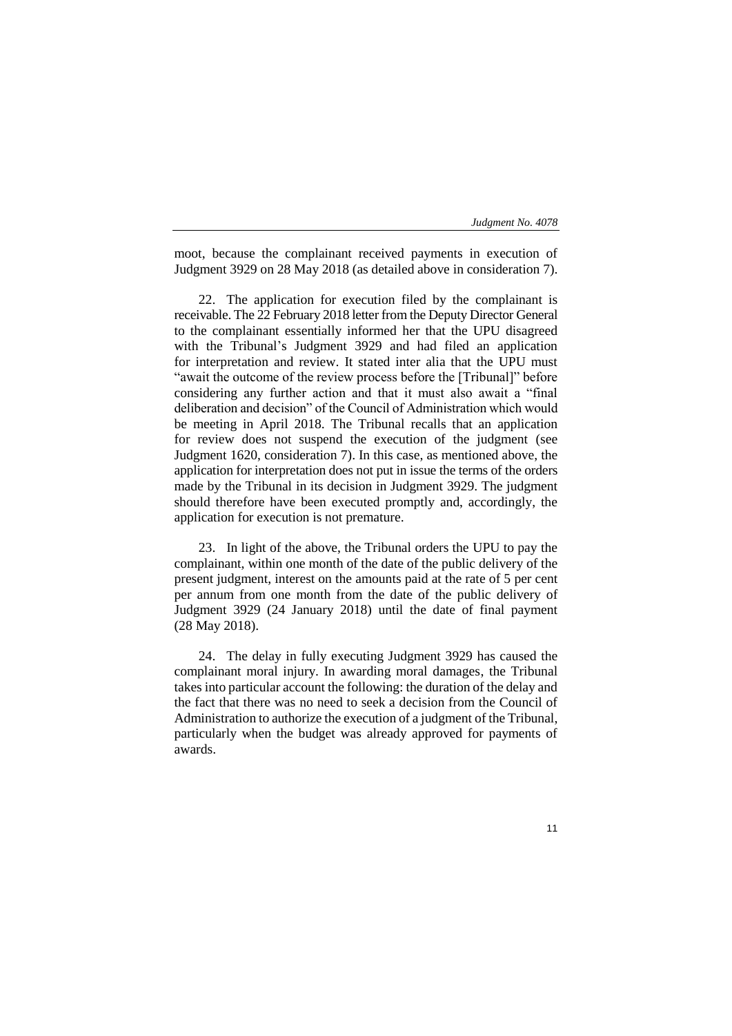moot, because the complainant received payments in execution of Judgment 3929 on 28 May 2018 (as detailed above in consideration 7).

22. The application for execution filed by the complainant is receivable. The 22 February 2018 letter from the Deputy Director General to the complainant essentially informed her that the UPU disagreed with the Tribunal's Judgment 3929 and had filed an application for interpretation and review. It stated inter alia that the UPU must "await the outcome of the review process before the [Tribunal]" before considering any further action and that it must also await a "final deliberation and decision" of the Council of Administration which would be meeting in April 2018. The Tribunal recalls that an application for review does not suspend the execution of the judgment (see Judgment 1620, consideration 7). In this case, as mentioned above, the application for interpretation does not put in issue the terms of the orders made by the Tribunal in its decision in Judgment 3929. The judgment should therefore have been executed promptly and, accordingly, the application for execution is not premature.

23. In light of the above, the Tribunal orders the UPU to pay the complainant, within one month of the date of the public delivery of the present judgment, interest on the amounts paid at the rate of 5 per cent per annum from one month from the date of the public delivery of Judgment 3929 (24 January 2018) until the date of final payment (28 May 2018).

24. The delay in fully executing Judgment 3929 has caused the complainant moral injury. In awarding moral damages, the Tribunal takes into particular account the following: the duration of the delay and the fact that there was no need to seek a decision from the Council of Administration to authorize the execution of a judgment of the Tribunal, particularly when the budget was already approved for payments of awards.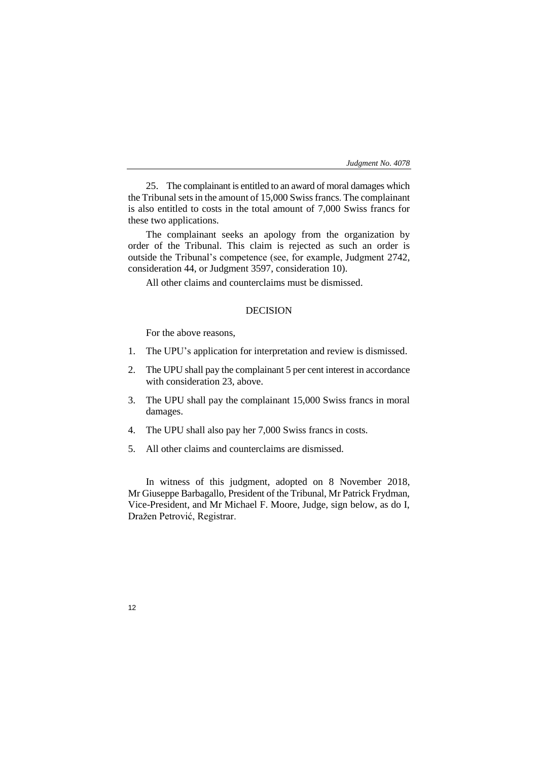25. The complainant is entitled to an award of moral damages which the Tribunal sets in the amount of 15,000 Swiss francs. The complainant is also entitled to costs in the total amount of 7,000 Swiss francs for these two applications.

The complainant seeks an apology from the organization by order of the Tribunal. This claim is rejected as such an order is outside the Tribunal's competence (see, for example, Judgment 2742, consideration 44, or Judgment 3597, consideration 10).

All other claims and counterclaims must be dismissed.

## DECISION

For the above reasons,

1. The UPU's application for interpretation and review is dismissed.
2. The UPU shall pay the complainant 5 per cent interest in accordance with consideration 23, above.
3. The UPU shall pay the complainant 15,000 Swiss francs in moral damages.
4. The UPU shall also pay her 7,000 Swiss francs in costs.
5. All other claims and counterclaims are dismissed.

In witness of this judgment, adopted on 8 November 2018, Mr Giuseppe Barbagallo, President of the Tribunal, Mr Patrick Frydman, Vice-President, and Mr Michael F. Moore, Judge, sign below, as do I, Dražen Petrović, Registrar.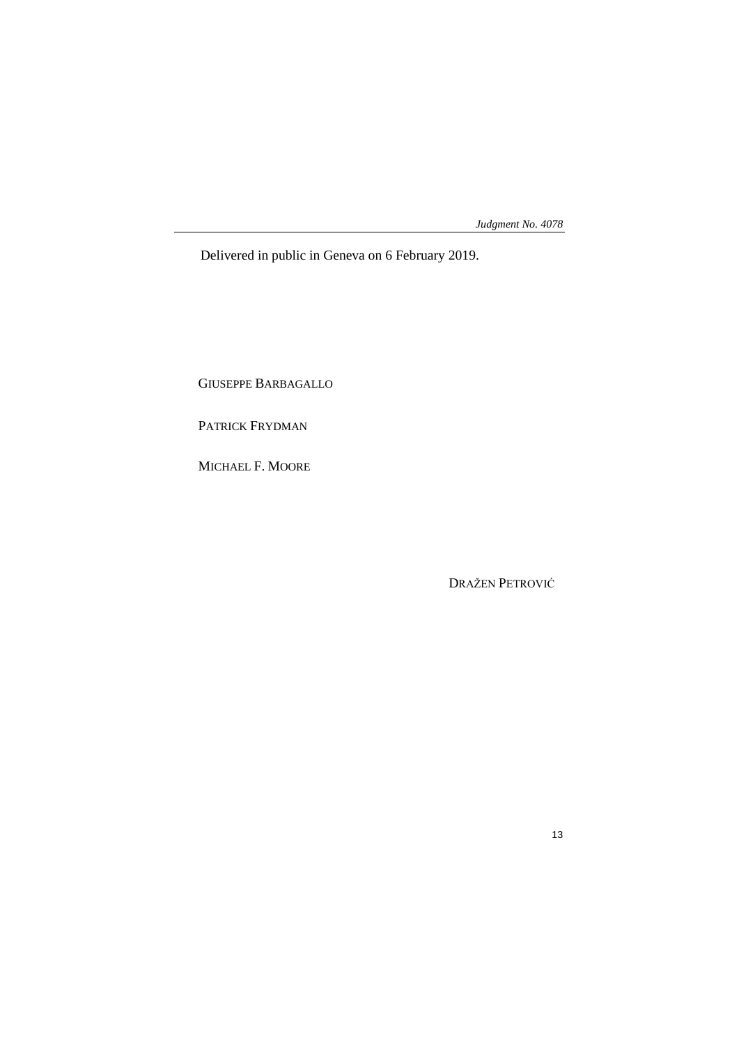Delivered in public in Geneva on 6 February 2019.

GIUSEPPE BARBAGALLO

PATRICK FRYDMAN

MICHAEL F. MOORE

DRAŽEN PETROVIĆ